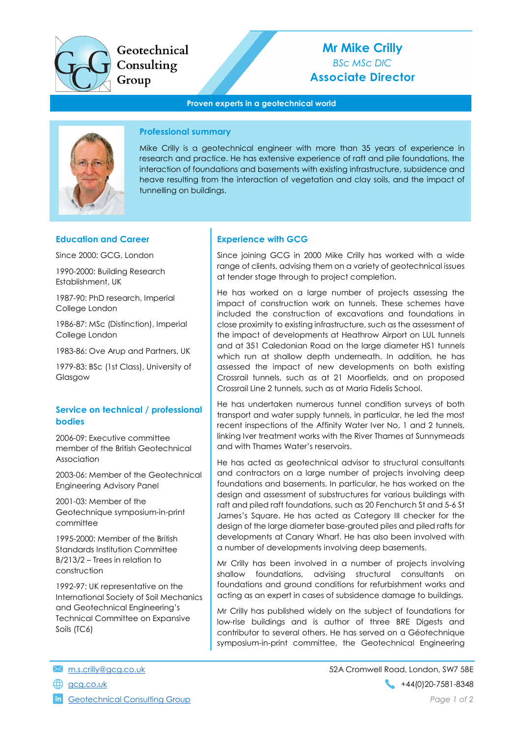Geotechnical Consulting Group

# Mr Mike Crilly

*BSc MSc DIC*

**Associate Director**

**Proven experts in a geotechnical world**

## Professional summary

Mike Crilly is a geotechnical engineer with more than 35 years of experience in research and practice. He has extensive experience of raft and pile foundations, the interaction of foundations and basements with existing infrastructure, subsidence and heave resulting from the interaction of vegetation and clay soils, and the impact of tunnelling on buildings.

## Education and Career

Since 2000: GCG, London

1990-2000: Building Research Establishment, UK

1987-90: PhD research, Imperial College London

1986-87: MSc (Distinction), Imperial College London

1983-86: Ove Arup and Partners, UK

1979-83: BSc (1st Class), University of Glasgow

## Service on technical / professional bodies

2006-09: Executive committee member of the British Geotechnical Association

2003-06: Member of the Geotechnical Engineering Advisory Panel

2001-03: Member of the Geotechnique symposium-in-print committee

1995-2000: Member of the British Standards Institution Committee B/213/2 – Trees in relation to construction

1992-97: UK representative on the International Society of Soil Mechanics and Geotechnical Engineering's Technical Committee on Expansive Soils (TC6)

## Experience with GCG

Since joining GCG in 2000 Mike Crilly has worked with a wide range of clients, advising them on a variety of geotechnical issues at tender stage through to project completion.

He has worked on a large number of projects assessing the impact of construction work on tunnels. These schemes have included the construction of excavations and foundations in close proximity to existing infrastructure, such as the assessment of the impact of developments at Heathrow Airport on LUL tunnels and at 351 Caledonian Road on the large diameter HS1 tunnels which run at shallow depth underneath. In addition, he has assessed the impact of new developments on both existing Crossrail tunnels, such as at 21 Moorfields, and on proposed Crossrail Line 2 tunnels, such as at Maria Fidelis School.

He has undertaken numerous tunnel condition surveys of both transport and water supply tunnels, in particular, he led the most recent inspections of the Affinity Water Iver No, 1 and 2 tunnels, linking Iver treatment works with the River Thames at Sunnymeads and with Thames Water's reservoirs.

He has acted as geotechnical advisor to structural consultants and contractors on a large number of projects involving deep foundations and basements. In particular, he has worked on the design and assessment of substructures for various buildings with raft and piled raft foundations, such as 20 Fenchurch St and 5-6 St James's Square. He has acted as Category III checker for the design of the large diameter base-grouted piles and piled rafts for developments at Canary Wharf. He has also been involved with a number of developments involving deep basements.

Mr Crilly has been involved in a number of projects involving shallow foundations, advising structural consultants on foundations and ground conditions for refurbishment works and acting as an expert in cases of subsidence damage to buildings.

Mr Crilly has published widely on the subject of foundations for low-rise buildings and is author of three BRE Digests and contributor to several others. He has served on a Géotechnique symposium-in-print committee, the Geotechnical Engineering

m.s.crilly@gcg.co.uk

gcg.co.uk

Geotechnical Consulting Group

52A Cromwell Road, London, SW7 5BE

+44(0)20-7581-8348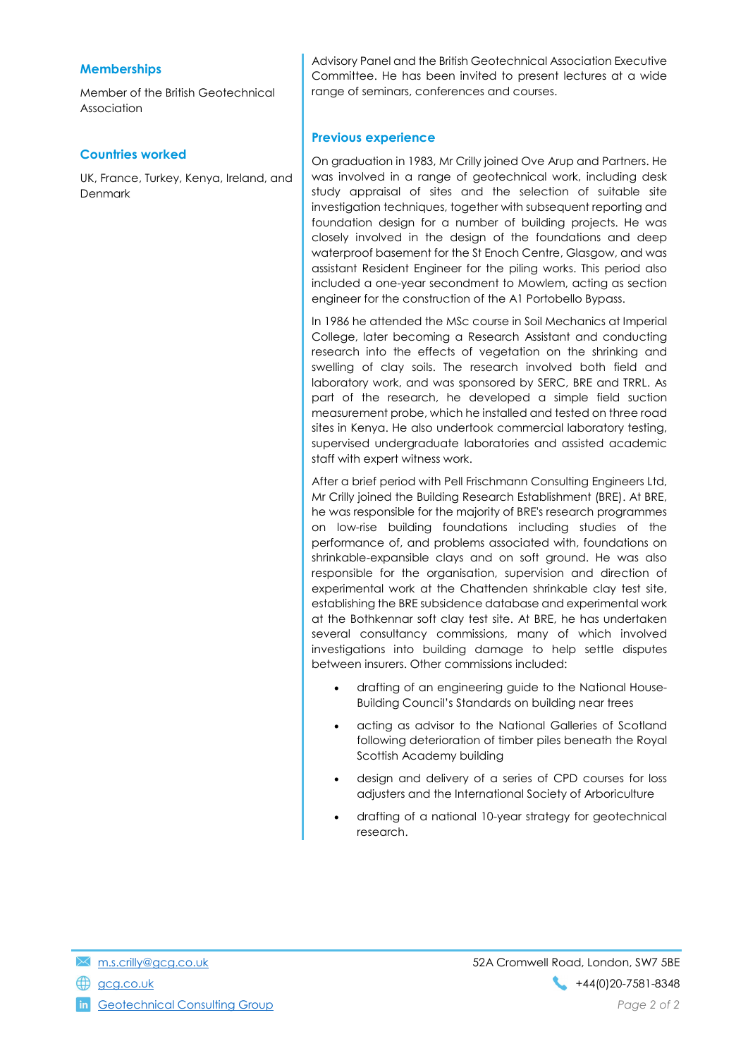### Memberships

Member of the British Geotechnical Association

### Countries worked

UK, France, Turkey, Kenya, Ireland, and Denmark

Advisory Panel and the British Geotechnical Association Executive Committee. He has been invited to present lectures at a wide range of seminars, conferences and courses.

### Previous experience

On graduation in 1983, Mr Crilly joined Ove Arup and Partners. He was involved in a range of geotechnical work, including desk study appraisal of sites and the selection of suitable site investigation techniques, together with subsequent reporting and foundation design for a number of building projects. He was closely involved in the design of the foundations and deep waterproof basement for the St Enoch Centre, Glasgow, and was assistant Resident Engineer for the piling works. This period also included a one-year secondment to Mowlem, acting as section engineer for the construction of the A1 Portobello Bypass.

In 1986 he attended the MSc course in Soil Mechanics at Imperial College, later becoming a Research Assistant and conducting research into the effects of vegetation on the shrinking and swelling of clay soils. The research involved both field and laboratory work, and was sponsored by SERC, BRE and TRRL. As part of the research, he developed a simple field suction measurement probe, which he installed and tested on three road sites in Kenya. He also undertook commercial laboratory testing, supervised undergraduate laboratories and assisted academic staff with expert witness work.

After a brief period with Pell Frischmann Consulting Engineers Ltd, Mr Crilly joined the Building Research Establishment (BRE). At BRE, he was responsible for the majority of BRE's research programmes on low-rise building foundations including studies of the performance of, and problems associated with, foundations on shrinkable-expansible clays and on soft ground. He was also responsible for the organisation, supervision and direction of experimental work at the Chattenden shrinkable clay test site, establishing the BRE subsidence database and experimental work at the Bothkennar soft clay test site. At BRE, he has undertaken several consultancy commissions, many of which involved investigations into building damage to help settle disputes between insurers. Other commissions included:

- drafting of an engineering guide to the National House-Building Council's Standards on building near trees
- acting as advisor to the National Galleries of Scotland following deterioration of timber piles beneath the Royal Scottish Academy building
- design and delivery of a series of CPD courses for loss adjusters and the International Society of Arboriculture
- drafting of a national 10-year strategy for geotechnical research.

m.s.crilly@gcg.co.uk
gcg.co.uk
Geotechnical Consulting Group

52A Cromwell Road, London, SW7 5BE
+44(0)20-7581-8348